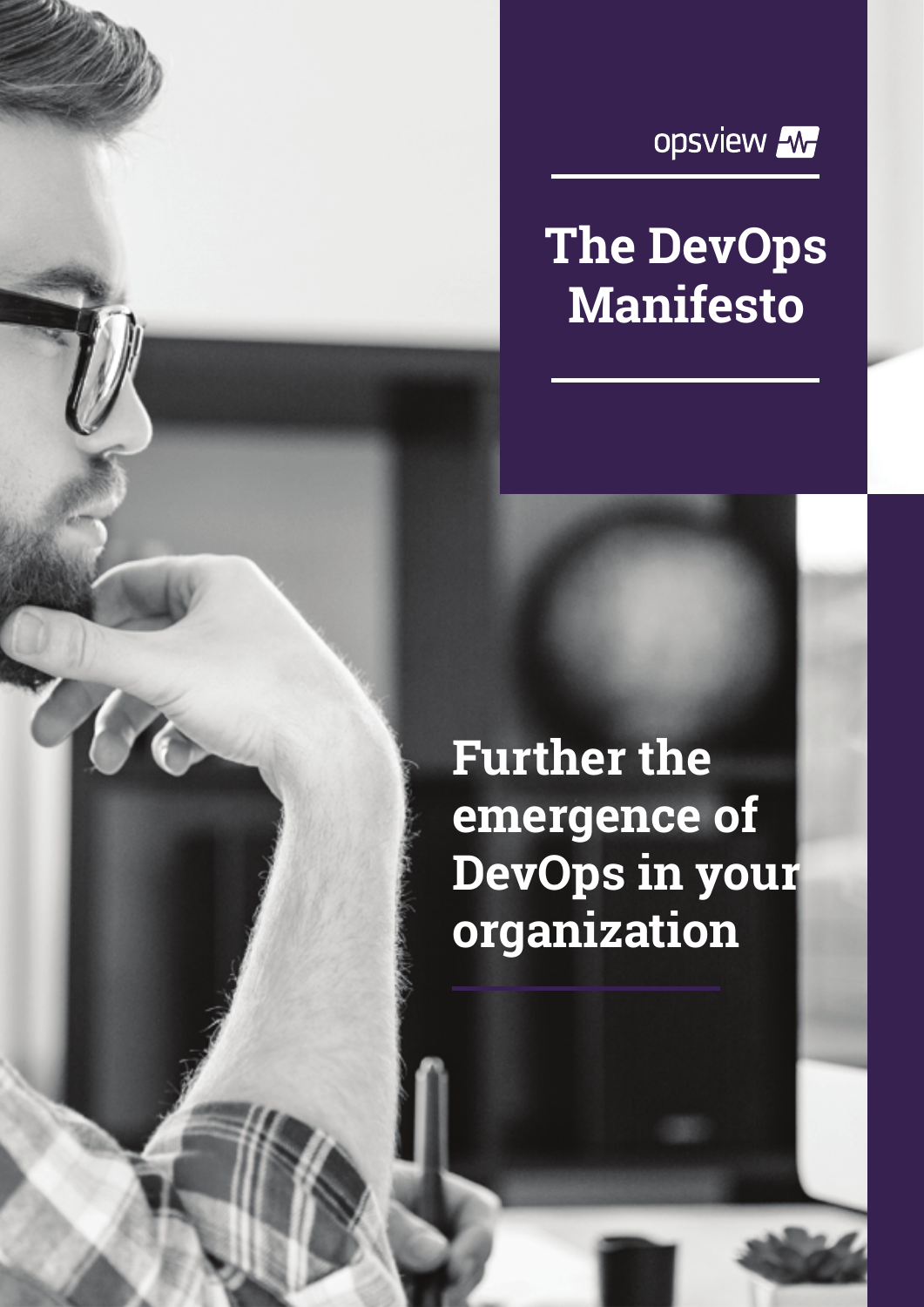opsview

# The DevOps Manifesto

## Further the emergence of DevOps in your organization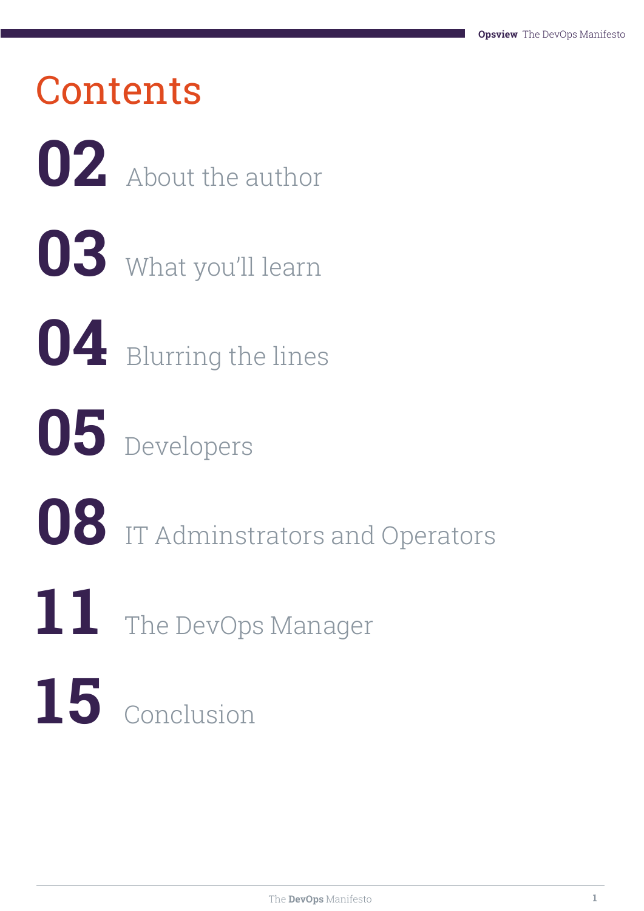# Contents

**02** About the author

**03** What you'll learn

**04** Blurring the lines

**05** Developers

**08** IT Adminstrators and Operators

**11** The DevOps Manager

**15** Conclusion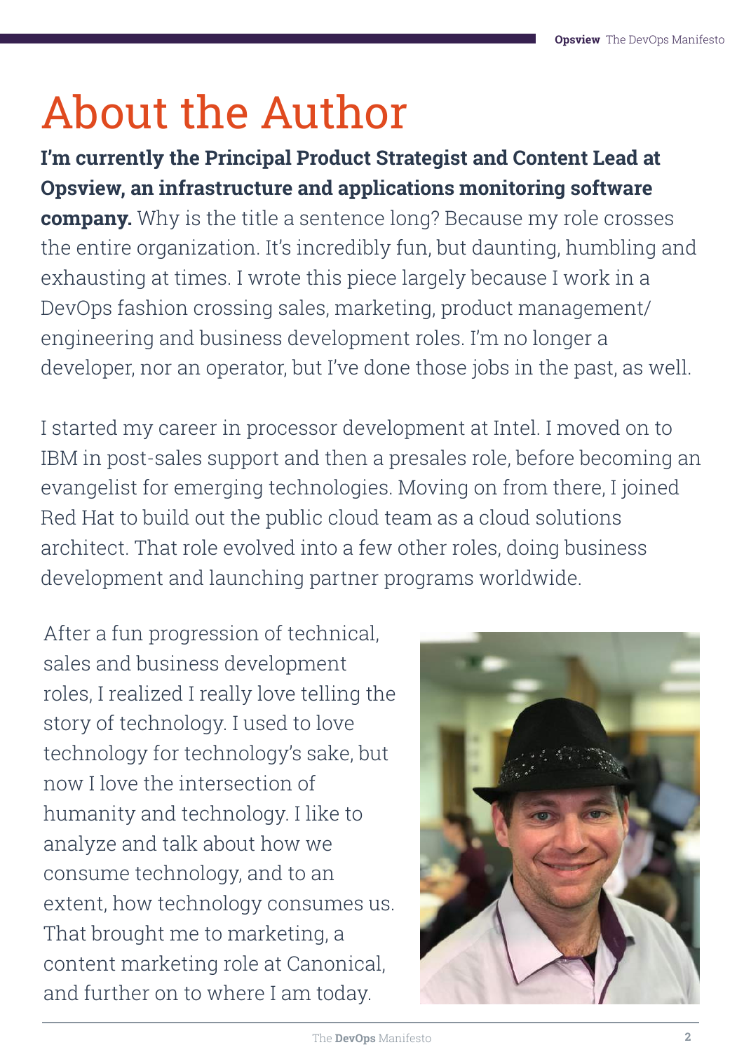# About the Author

**I'm currently the Principal Product Strategist and Content Lead at Opsview, an infrastructure and applications monitoring software company.** Why is the title a sentence long? Because my role crosses the entire organization. It's incredibly fun, but daunting, humbling and exhausting at times. I wrote this piece largely because I work in a DevOps fashion crossing sales, marketing, product management/ engineering and business development roles. I'm no longer a developer, nor an operator, but I've done those jobs in the past, as well.

I started my career in processor development at Intel. I moved on to IBM in post-sales support and then a presales role, before becoming an evangelist for emerging technologies. Moving on from there, I joined Red Hat to build out the public cloud team as a cloud solutions architect. That role evolved into a few other roles, doing business development and launching partner programs worldwide.

After a fun progression of technical, sales and business development roles, I realized I really love telling the story of technology. I used to love technology for technology's sake, but now I love the intersection of humanity and technology. I like to analyze and talk about how we consume technology, and to an extent, how technology consumes us. That brought me to marketing, a content marketing role at Canonical, and further on to where I am today.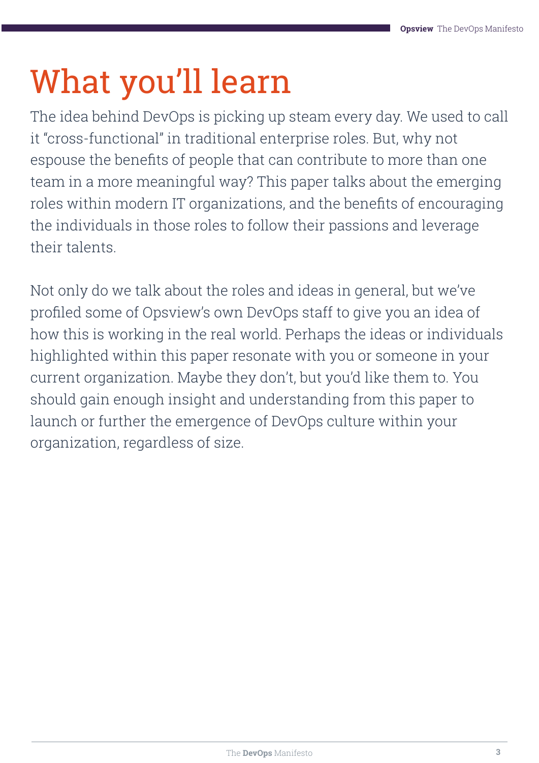# What you'll learn

The idea behind DevOps is picking up steam every day. We used to call it "cross-functional" in traditional enterprise roles. But, why not espouse the benefits of people that can contribute to more than one team in a more meaningful way? This paper talks about the emerging roles within modern IT organizations, and the benefits of encouraging the individuals in those roles to follow their passions and leverage their talents.

Not only do we talk about the roles and ideas in general, but we've profiled some of Opsview's own DevOps staff to give you an idea of how this is working in the real world. Perhaps the ideas or individuals highlighted within this paper resonate with you or someone in your current organization. Maybe they don't, but you'd like them to. You should gain enough insight and understanding from this paper to launch or further the emergence of DevOps culture within your organization, regardless of size.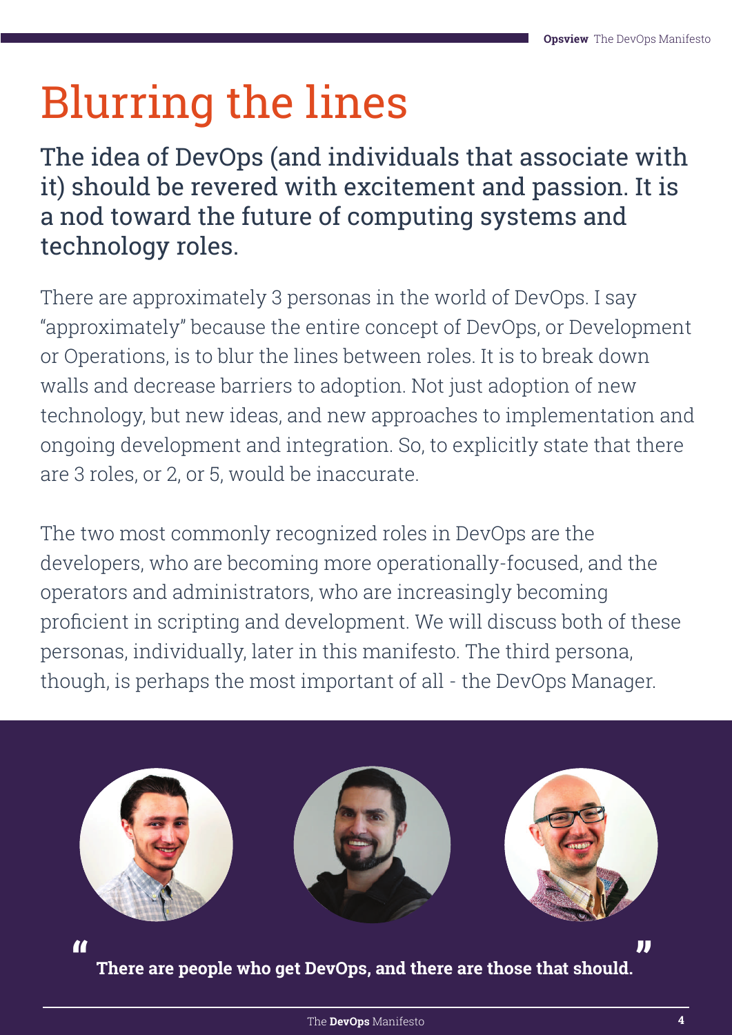# Blurring the lines

## The idea of DevOps (and individuals that associate with it) should be revered with excitement and passion. It is a nod toward the future of computing systems and technology roles.

There are approximately 3 personas in the world of DevOps. I say "approximately" because the entire concept of DevOps, or Development or Operations, is to blur the lines between roles. It is to break down walls and decrease barriers to adoption. Not just adoption of new technology, but new ideas, and new approaches to implementation and ongoing development and integration. So, to explicitly state that there are 3 roles, or 2, or 5, would be inaccurate.

The two most commonly recognized roles in DevOps are the developers, who are becoming more operationally-focused, and the operators and administrators, who are increasingly becoming proficient in scripting and development. We will discuss both of these personas, individually, later in this manifesto. The third persona, though, is perhaps the most important of all - the DevOps Manager.

> **"There are people who get DevOps, and there are those that should."**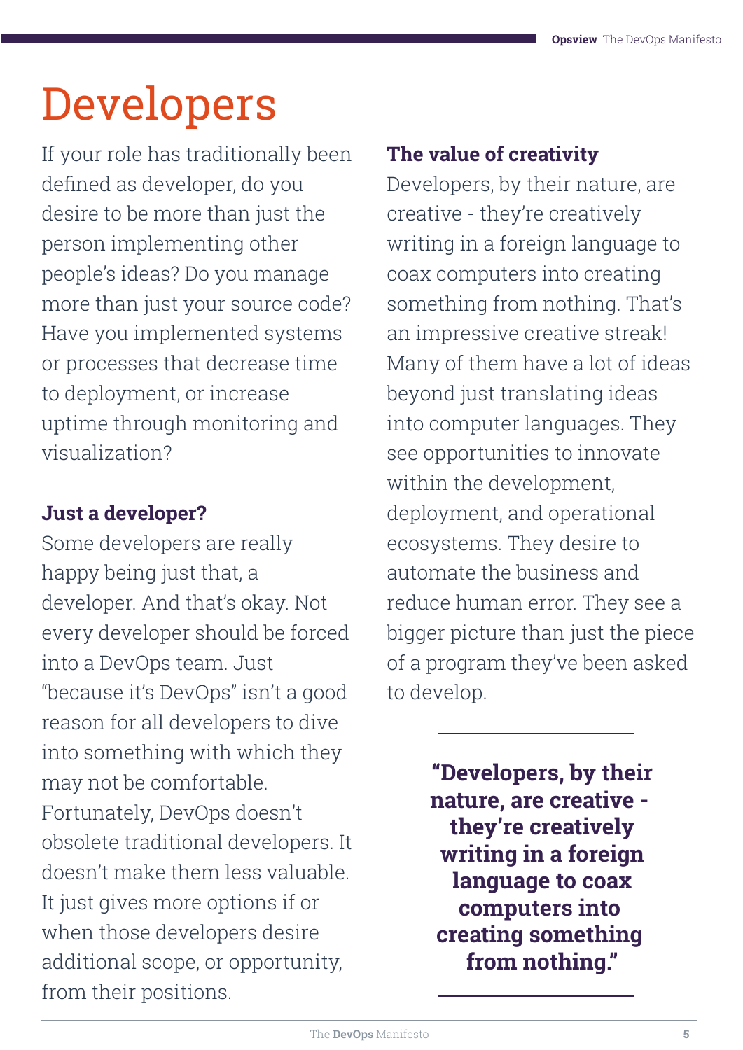# Developers

If your role has traditionally been defined as developer, do you desire to be more than just the person implementing other people's ideas? Do you manage more than just your source code? Have you implemented systems or processes that decrease time to deployment, or increase uptime through monitoring and visualization?

## Just a developer?

Some developers are really happy being just that, a developer. And that's okay. Not every developer should be forced into a DevOps team. Just "because it's DevOps" isn't a good reason for all developers to dive into something with which they may not be comfortable. Fortunately, DevOps doesn't obsolete traditional developers. It doesn't make them less valuable. It just gives more options if or when those developers desire additional scope, or opportunity, from their positions.

## The value of creativity

Developers, by their nature, are creative - they're creatively writing in a foreign language to coax computers into creating something from nothing. That's an impressive creative streak! Many of them have a lot of ideas beyond just translating ideas into computer languages. They see opportunities to innovate within the development, deployment, and operational ecosystems. They desire to automate the business and reduce human error. They see a bigger picture than just the piece of a program they've been asked to develop.

---

**"Developers, by their nature, are creative - they're creatively writing in a foreign language to coax computers into creating something from nothing."**

---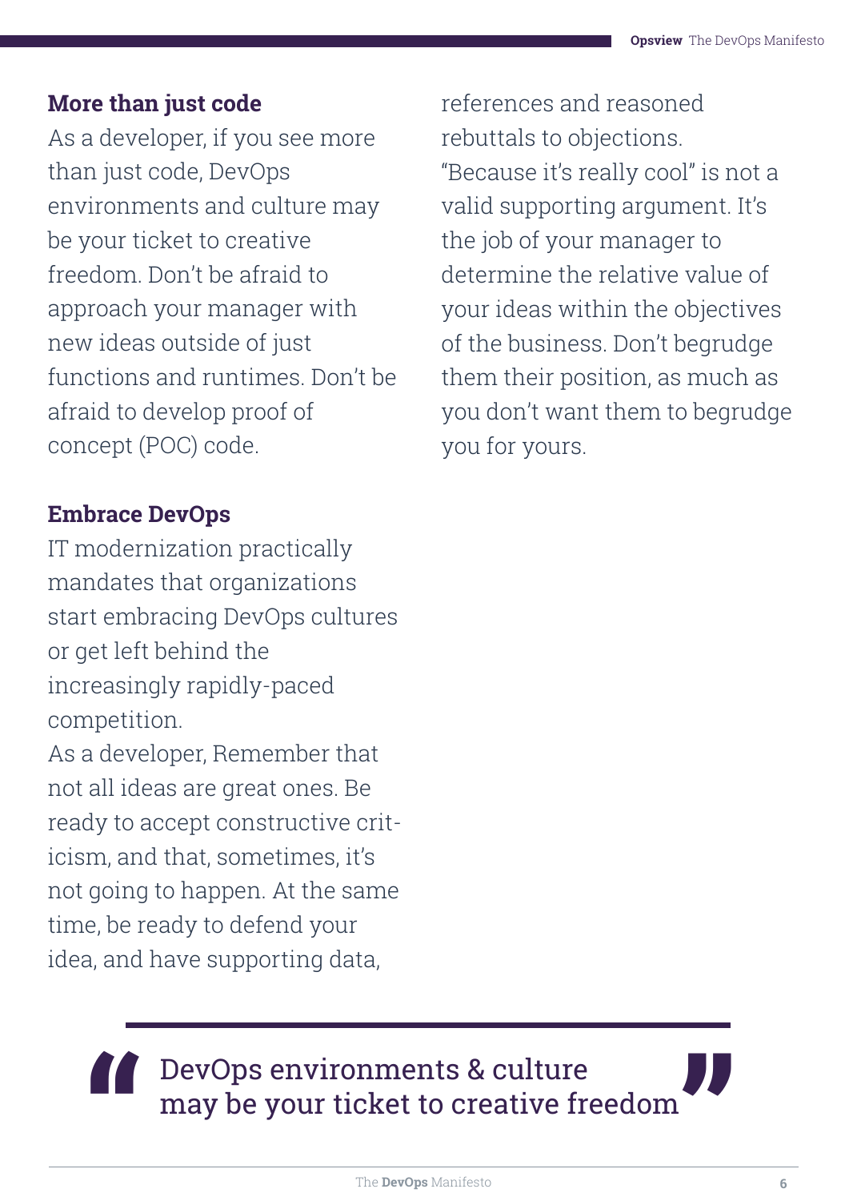## More than just code

As a developer, if you see more than just code, DevOps environments and culture may be your ticket to creative freedom. Don't be afraid to approach your manager with new ideas outside of just functions and runtimes. Don't be afraid to develop proof of concept (POC) code.

## Embrace DevOps

IT modernization practically mandates that organizations start embracing DevOps cultures or get left behind the increasingly rapidly-paced competition.

As a developer, Remember that not all ideas are great ones. Be ready to accept constructive criticism, and that, sometimes, it's not going to happen. At the same time, be ready to defend your idea, and have supporting data, references and reasoned rebuttals to objections. "Because it's really cool" is not a valid supporting argument. It's the job of your manager to determine the relative value of your ideas within the objectives of the business. Don't begrudge them their position, as much as you don't want them to begrudge you for yours.

> DevOps environments & culture may be your ticket to creative freedom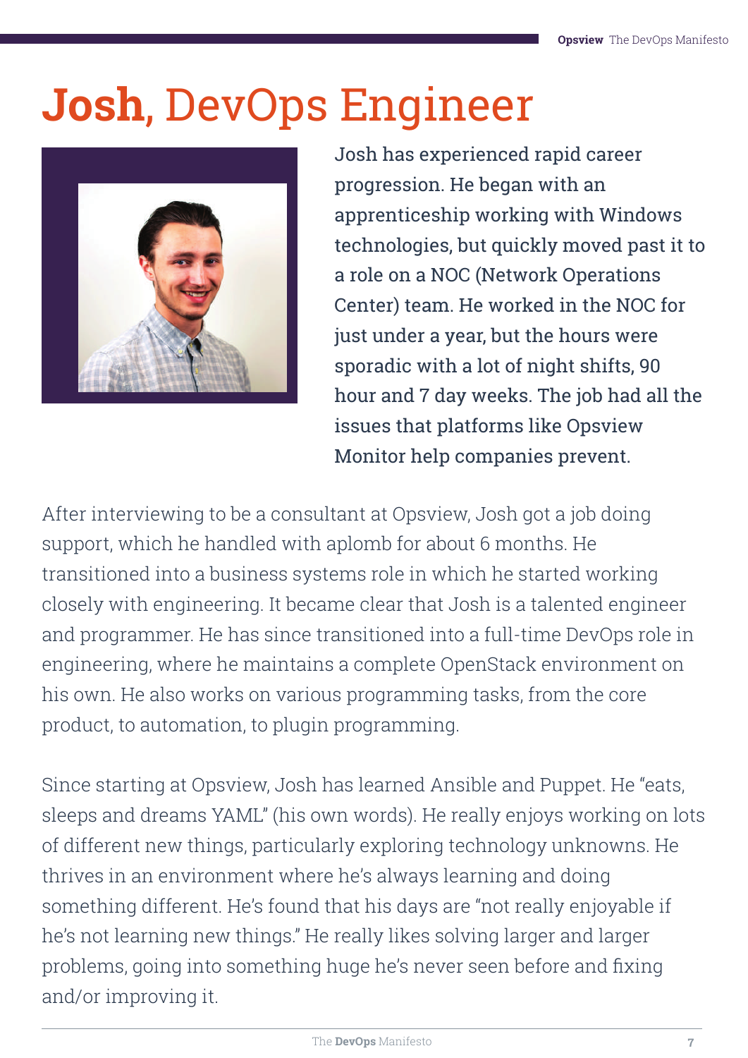# **Josh**, DevOps Engineer

Josh has experienced rapid career progression. He began with an apprenticeship working with Windows technologies, but quickly moved past it to a role on a NOC (Network Operations Center) team. He worked in the NOC for just under a year, but the hours were sporadic with a lot of night shifts, 90 hour and 7 day weeks. The job had all the issues that platforms like Opsview Monitor help companies prevent.

After interviewing to be a consultant at Opsview, Josh got a job doing support, which he handled with aplomb for about 6 months. He transitioned into a business systems role in which he started working closely with engineering. It became clear that Josh is a talented engineer and programmer. He has since transitioned into a full-time DevOps role in engineering, where he maintains a complete OpenStack environment on his own. He also works on various programming tasks, from the core product, to automation, to plugin programming.

Since starting at Opsview, Josh has learned Ansible and Puppet. He "eats, sleeps and dreams YAML" (his own words). He really enjoys working on lots of different new things, particularly exploring technology unknowns. He thrives in an environment where he's always learning and doing something different. He's found that his days are "not really enjoyable if he's not learning new things." He really likes solving larger and larger problems, going into something huge he's never seen before and fixing and/or improving it.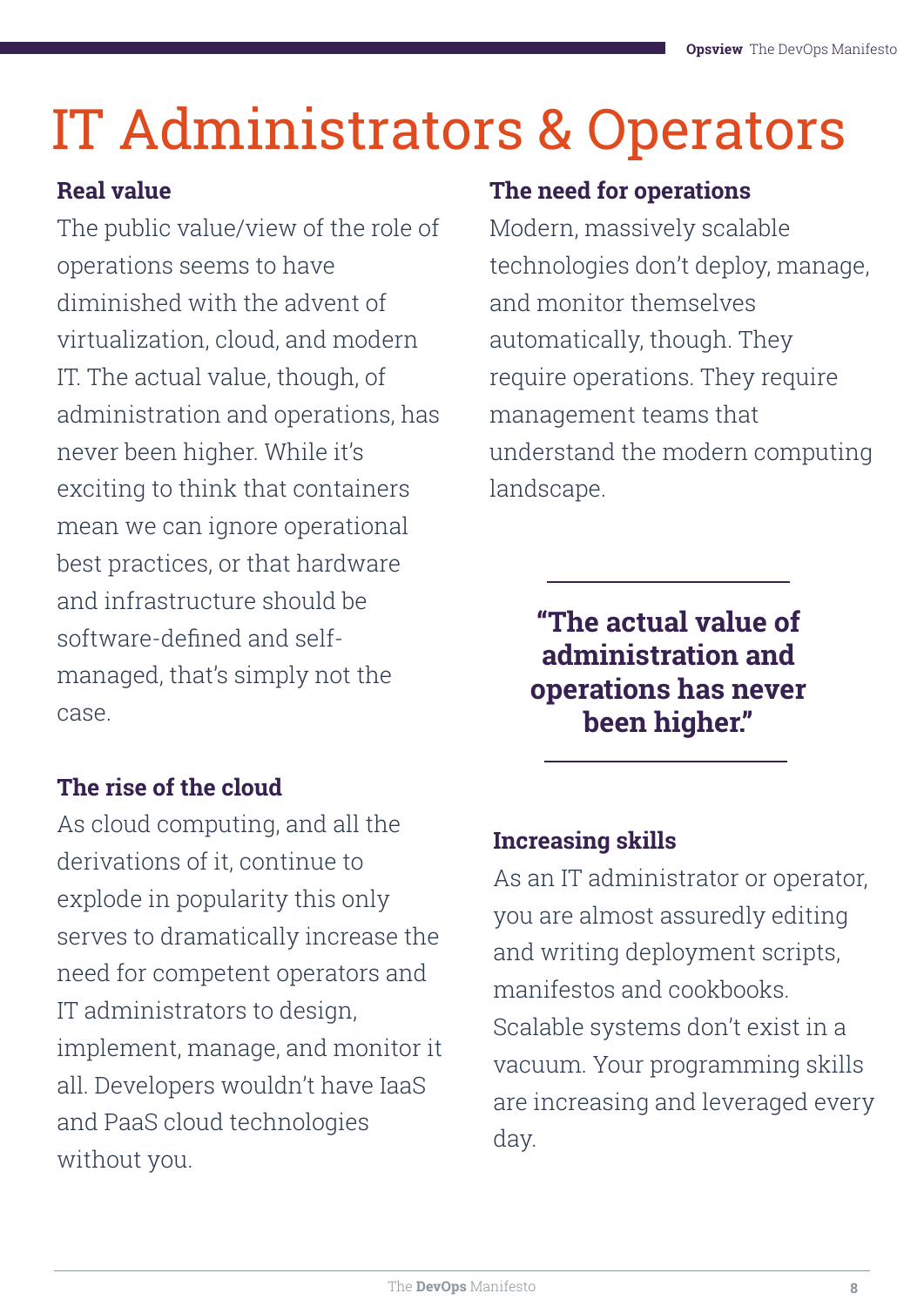# IT Administrators & Operators

### Real value

The public value/view of the role of operations seems to have diminished with the advent of virtualization, cloud, and modern IT. The actual value, though, of administration and operations, has never been higher. While it's exciting to think that containers mean we can ignore operational best practices, or that hardware and infrastructure should be software-defined and self-managed, that's simply not the case.

### The rise of the cloud

As cloud computing, and all the derivations of it, continue to explode in popularity this only serves to dramatically increase the need for competent operators and IT administrators to design, implement, manage, and monitor it all. Developers wouldn't have IaaS and PaaS cloud technologies without you.

### The need for operations

Modern, massively scalable technologies don't deploy, manage, and monitor themselves automatically, though. They require operations. They require management teams that understand the modern computing landscape.

> **"The actual value of administration and operations has never been higher."**

### Increasing skills

As an IT administrator or operator, you are almost assuredly editing and writing deployment scripts, manifestos and cookbooks. Scalable systems don't exist in a vacuum. Your programming skills are increasing and leveraged every day.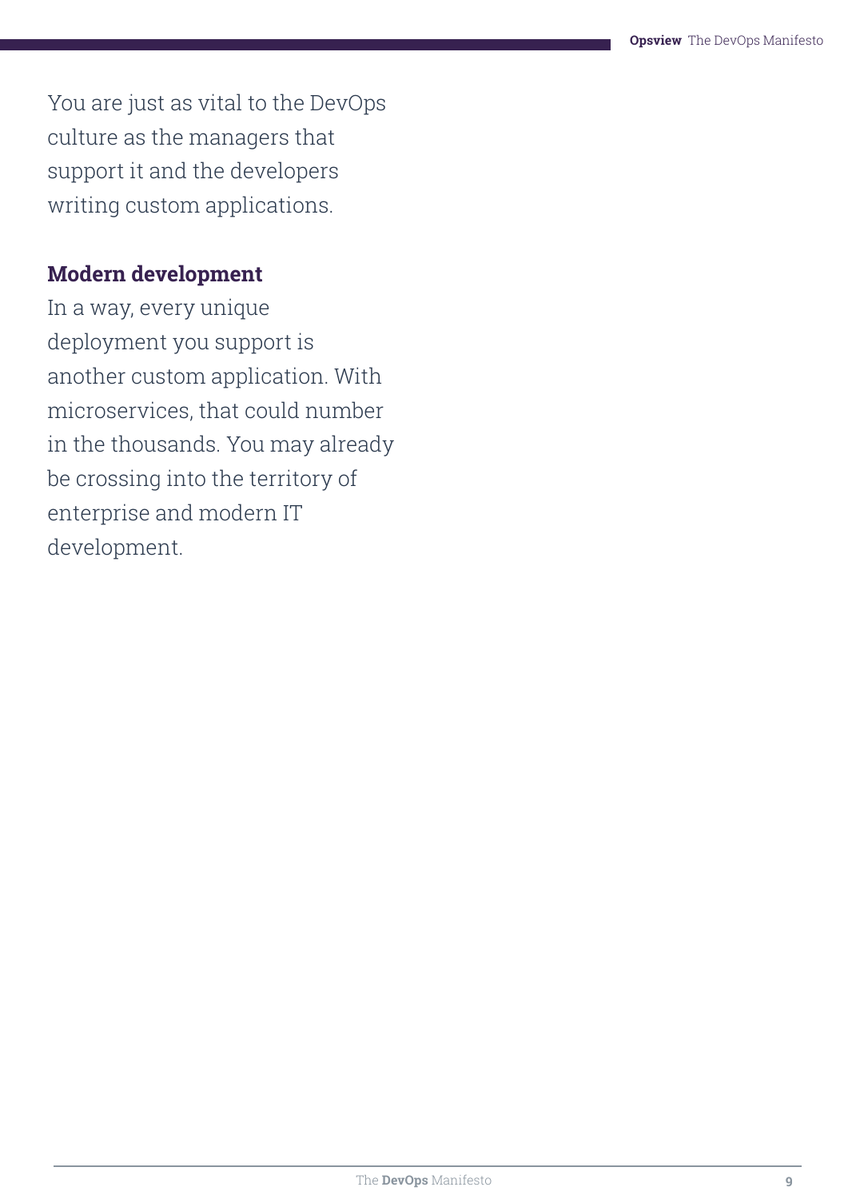You are just as vital to the DevOps culture as the managers that support it and the developers writing custom applications.

### Modern development

In a way, every unique deployment you support is another custom application. With microservices, that could number in the thousands. You may already be crossing into the territory of enterprise and modern IT development.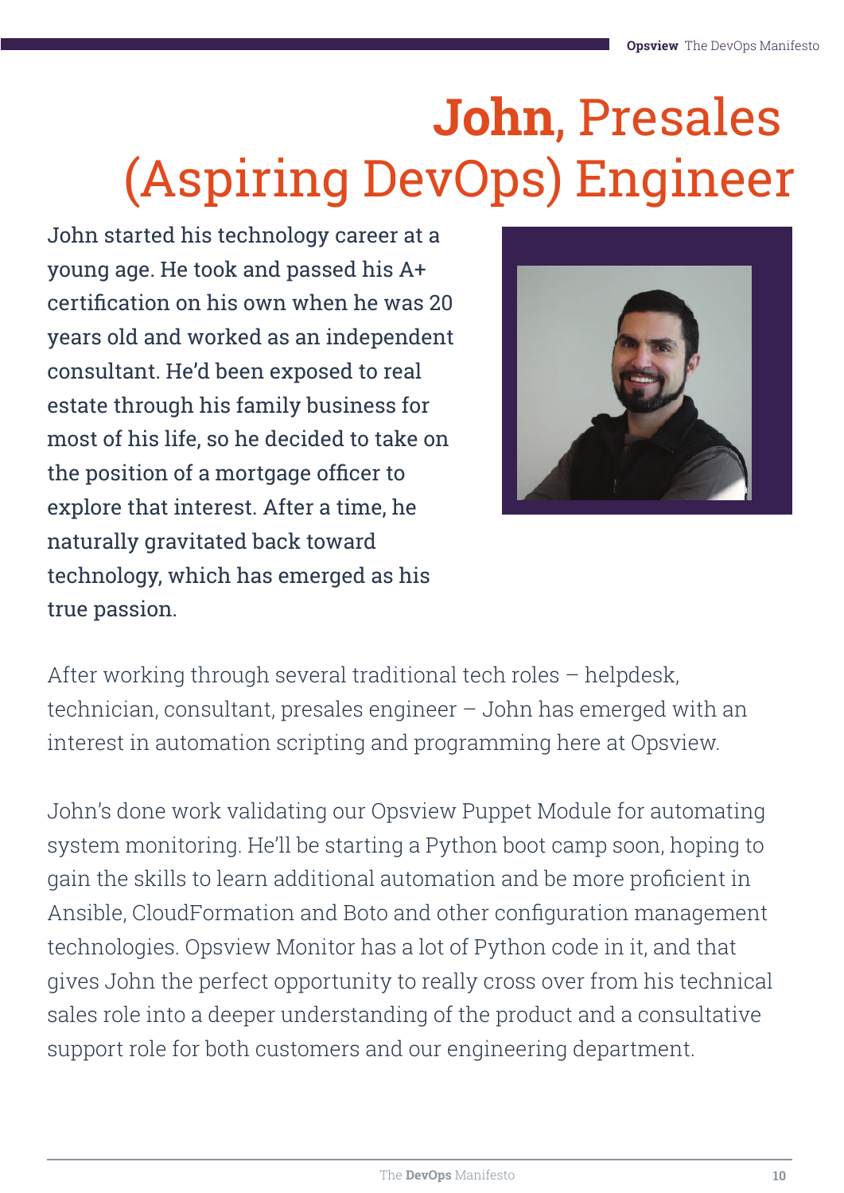# **John**, Presales (Aspiring DevOps) Engineer

John started his technology career at a young age. He took and passed his A+ certification on his own when he was 20 years old and worked as an independent consultant. He'd been exposed to real estate through his family business for most of his life, so he decided to take on the position of a mortgage officer to explore that interest. After a time, he naturally gravitated back toward technology, which has emerged as his true passion.

After working through several traditional tech roles – helpdesk, technician, consultant, presales engineer – John has emerged with an interest in automation scripting and programming here at Opsview.

John's done work validating our Opsview Puppet Module for automating system monitoring. He'll be starting a Python boot camp soon, hoping to gain the skills to learn additional automation and be more proficient in Ansible, CloudFormation and Boto and other configuration management technologies. Opsview Monitor has a lot of Python code in it, and that gives John the perfect opportunity to really cross over from his technical sales role into a deeper understanding of the product and a consultative support role for both customers and our engineering department.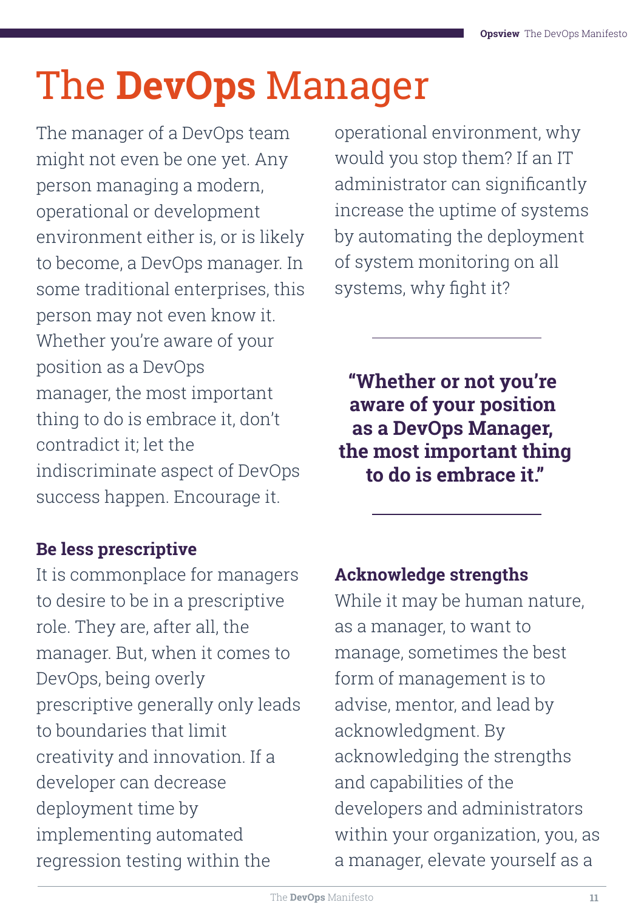# The **DevOps** Manager

The manager of a DevOps team might not even be one yet. Any person managing a modern, operational or development environment either is, or is likely to become, a DevOps manager. In some traditional enterprises, this person may not even know it. Whether you're aware of your position as a DevOps manager, the most important thing to do is embrace it, don't contradict it; let the indiscriminate aspect of DevOps success happen. Encourage it.

**"Whether or not you're aware of your position as a DevOps Manager, the most important thing to do is embrace it."**

### Be less prescriptive

It is commonplace for managers to desire to be in a prescriptive role. They are, after all, the manager. But, when it comes to DevOps, being overly prescriptive generally only leads to boundaries that limit creativity and innovation. If a developer can decrease deployment time by implementing automated regression testing within the operational environment, why would you stop them? If an IT administrator can significantly increase the uptime of systems by automating the deployment of system monitoring on all systems, why fight it?

### Acknowledge strengths

While it may be human nature, as a manager, to want to manage, sometimes the best form of management is to advise, mentor, and lead by acknowledgment. By acknowledging the strengths and capabilities of the developers and administrators within your organization, you, as a manager, elevate yourself as a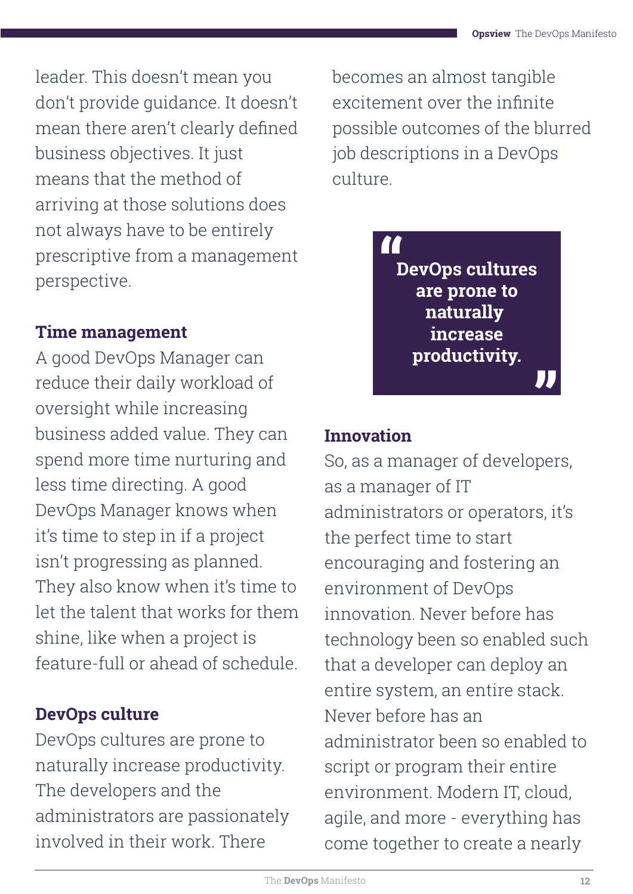leader. This doesn't mean you don't provide guidance. It doesn't mean there aren't clearly defined business objectives. It just means that the method of arriving at those solutions does not always have to be entirely prescriptive from a management perspective.

### Time management

A good DevOps Manager can reduce their daily workload of oversight while increasing business added value. They can spend more time nurturing and less time directing. A good DevOps Manager knows when it's time to step in if a project isn't progressing as planned. They also know when it's time to let the talent that works for them shine, like when a project is feature-full or ahead of schedule.

### DevOps culture

DevOps cultures are prone to naturally increase productivity. The developers and the administrators are passionately involved in their work. There becomes an almost tangible excitement over the infinite possible outcomes of the blurred job descriptions in a DevOps culture.

> **"DevOps cultures are prone to naturally increase productivity."**

### Innovation

So, as a manager of developers, as a manager of IT administrators or operators, it's the perfect time to start encouraging and fostering an environment of DevOps innovation. Never before has technology been so enabled such that a developer can deploy an entire system, an entire stack. Never before has an administrator been so enabled to script or program their entire environment. Modern IT, cloud, agile, and more - everything has come together to create a nearly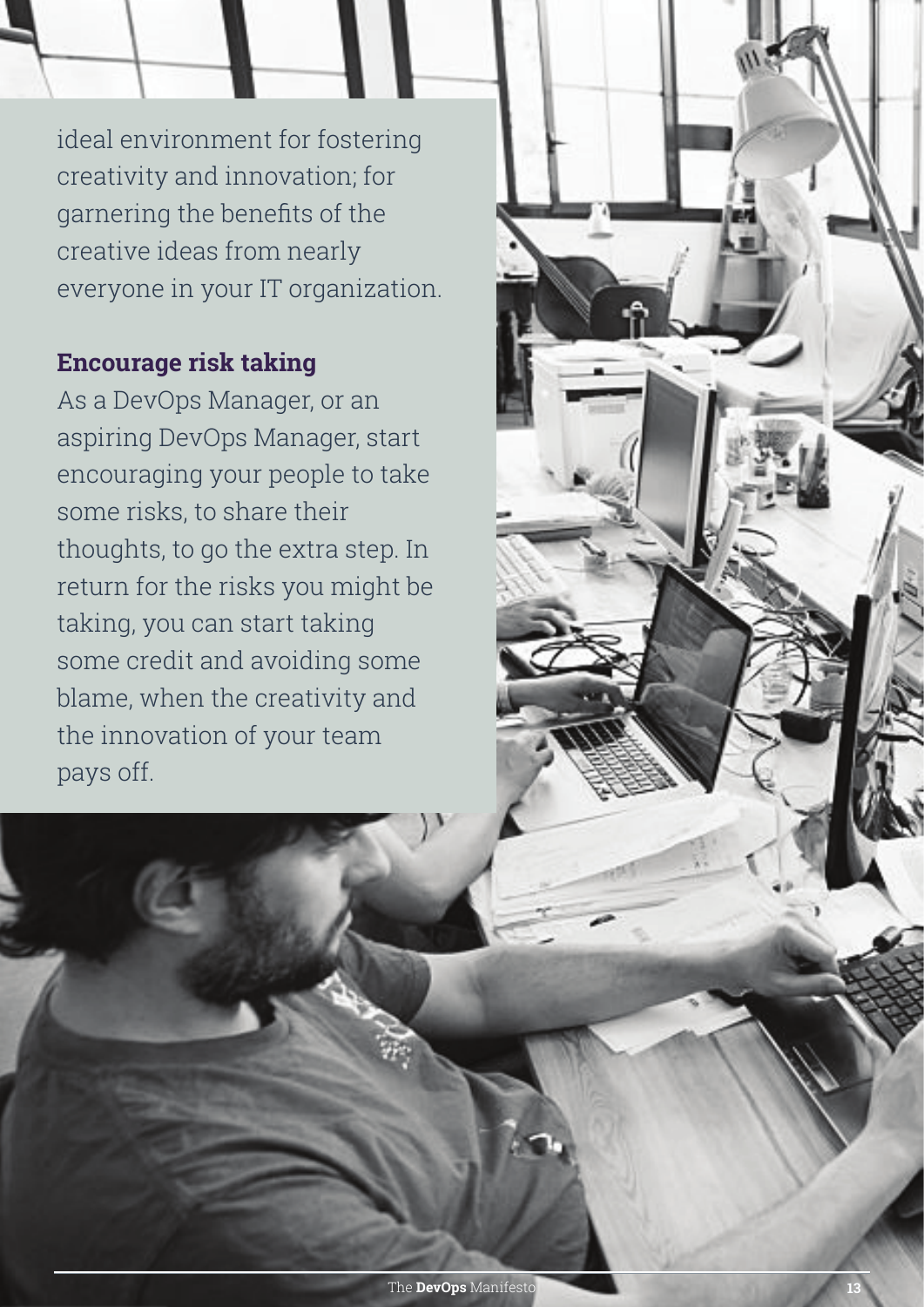ideal environment for fostering creativity and innovation; for garnering the benefits of the creative ideas from nearly everyone in your IT organization.

### Encourage risk taking

As a DevOps Manager, or an aspiring DevOps Manager, start encouraging your people to take some risks, to share their thoughts, to go the extra step. In return for the risks you might be taking, you can start taking some credit and avoiding some blame, when the creativity and the innovation of your team pays off.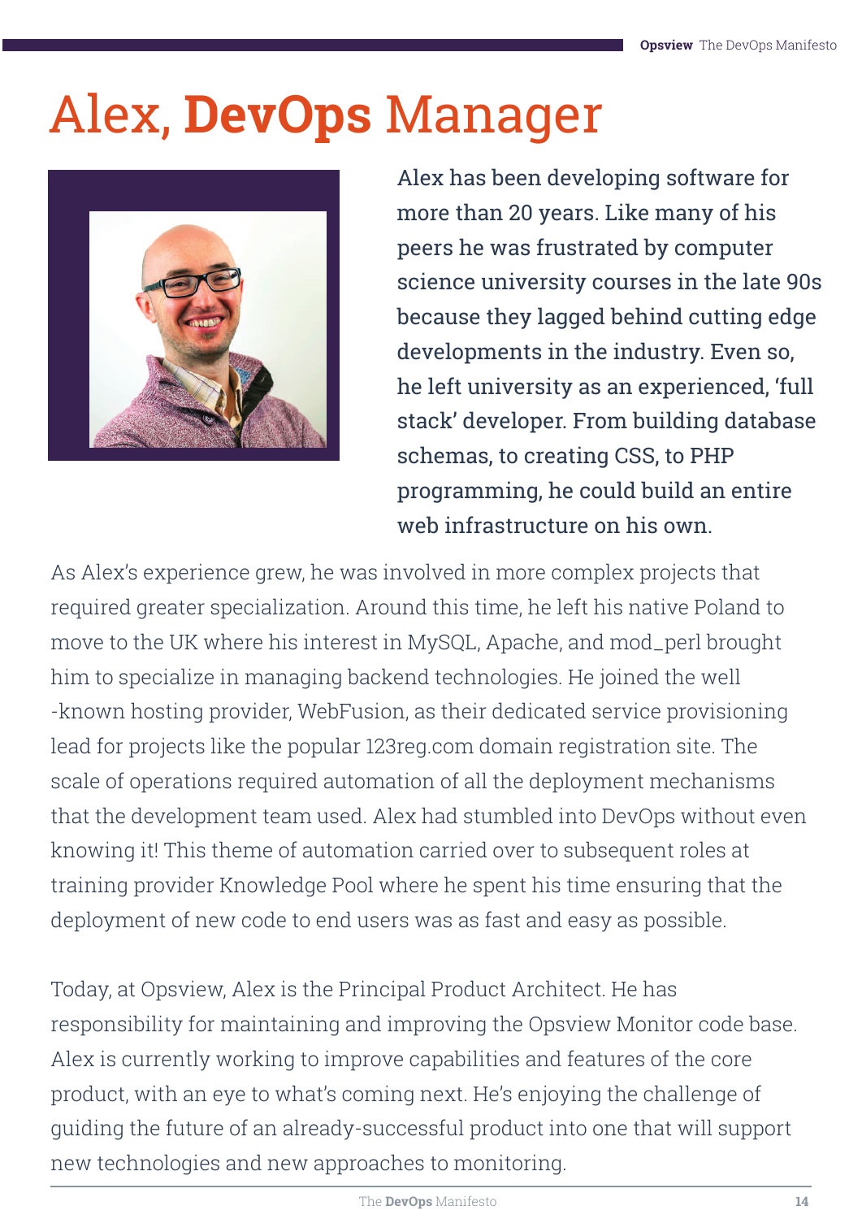# Alex, **DevOps** Manager

Alex has been developing software for more than 20 years. Like many of his peers he was frustrated by computer science university courses in the late 90s because they lagged behind cutting edge developments in the industry. Even so, he left university as an experienced, 'full stack' developer. From building database schemas, to creating CSS, to PHP programming, he could build an entire web infrastructure on his own.

As Alex's experience grew, he was involved in more complex projects that required greater specialization. Around this time, he left his native Poland to move to the UK where his interest in MySQL, Apache, and mod_perl brought him to specialize in managing backend technologies. He joined the well -known hosting provider, WebFusion, as their dedicated service provisioning lead for projects like the popular 123reg.com domain registration site. The scale of operations required automation of all the deployment mechanisms that the development team used. Alex had stumbled into DevOps without even knowing it! This theme of automation carried over to subsequent roles at training provider Knowledge Pool where he spent his time ensuring that the deployment of new code to end users was as fast and easy as possible.

Today, at Opsview, Alex is the Principal Product Architect. He has responsibility for maintaining and improving the Opsview Monitor code base. Alex is currently working to improve capabilities and features of the core product, with an eye to what's coming next. He's enjoying the challenge of guiding the future of an already-successful product into one that will support new technologies and new approaches to monitoring.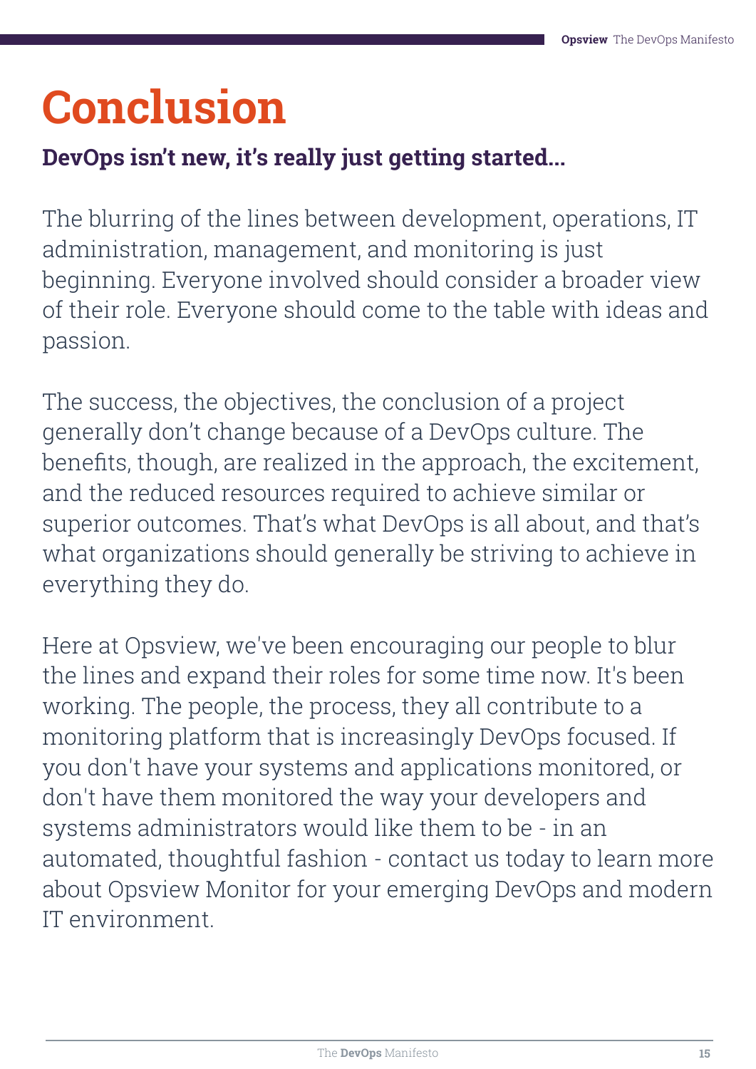# Conclusion

**DevOps isn't new, it's really just getting started...**

The blurring of the lines between development, operations, IT administration, management, and monitoring is just beginning. Everyone involved should consider a broader view of their role. Everyone should come to the table with ideas and passion.

The success, the objectives, the conclusion of a project generally don't change because of a DevOps culture. The benefits, though, are realized in the approach, the excitement, and the reduced resources required to achieve similar or superior outcomes. That's what DevOps is all about, and that's what organizations should generally be striving to achieve in everything they do.

Here at Opsview, we've been encouraging our people to blur the lines and expand their roles for some time now. It's been working. The people, the process, they all contribute to a monitoring platform that is increasingly DevOps focused. If you don't have your systems and applications monitored, or don't have them monitored the way your developers and systems administrators would like them to be - in an automated, thoughtful fashion - contact us today to learn more about Opsview Monitor for your emerging DevOps and modern IT environment.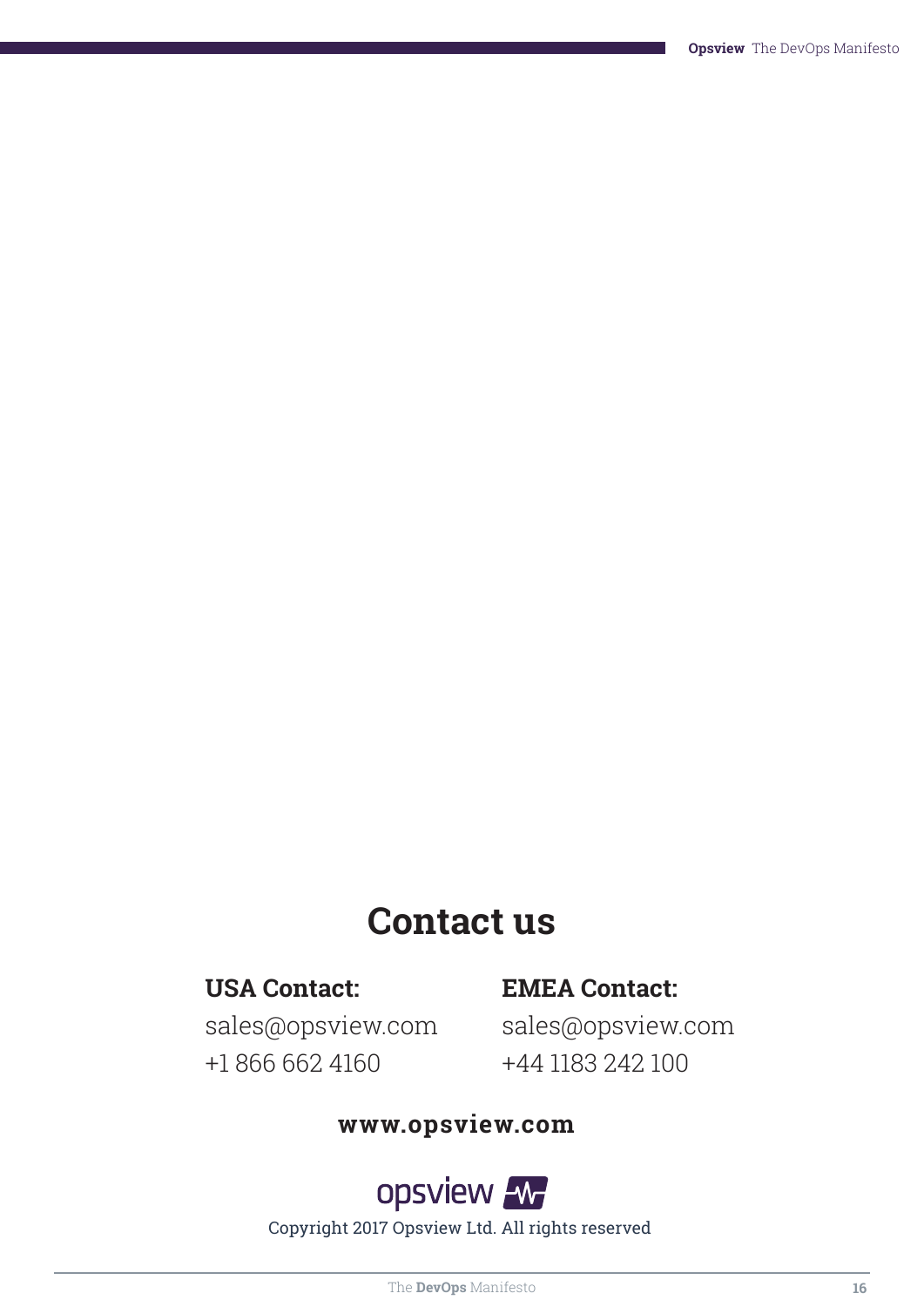# Contact us

**USA Contact:**

sales@opsview.com

+1 866 662 4160

**EMEA Contact:**

sales@opsview.com

+44 1183 242 100

**www.opsview.com**

opsview

Copyright 2017 Opsview Ltd. All rights reserved